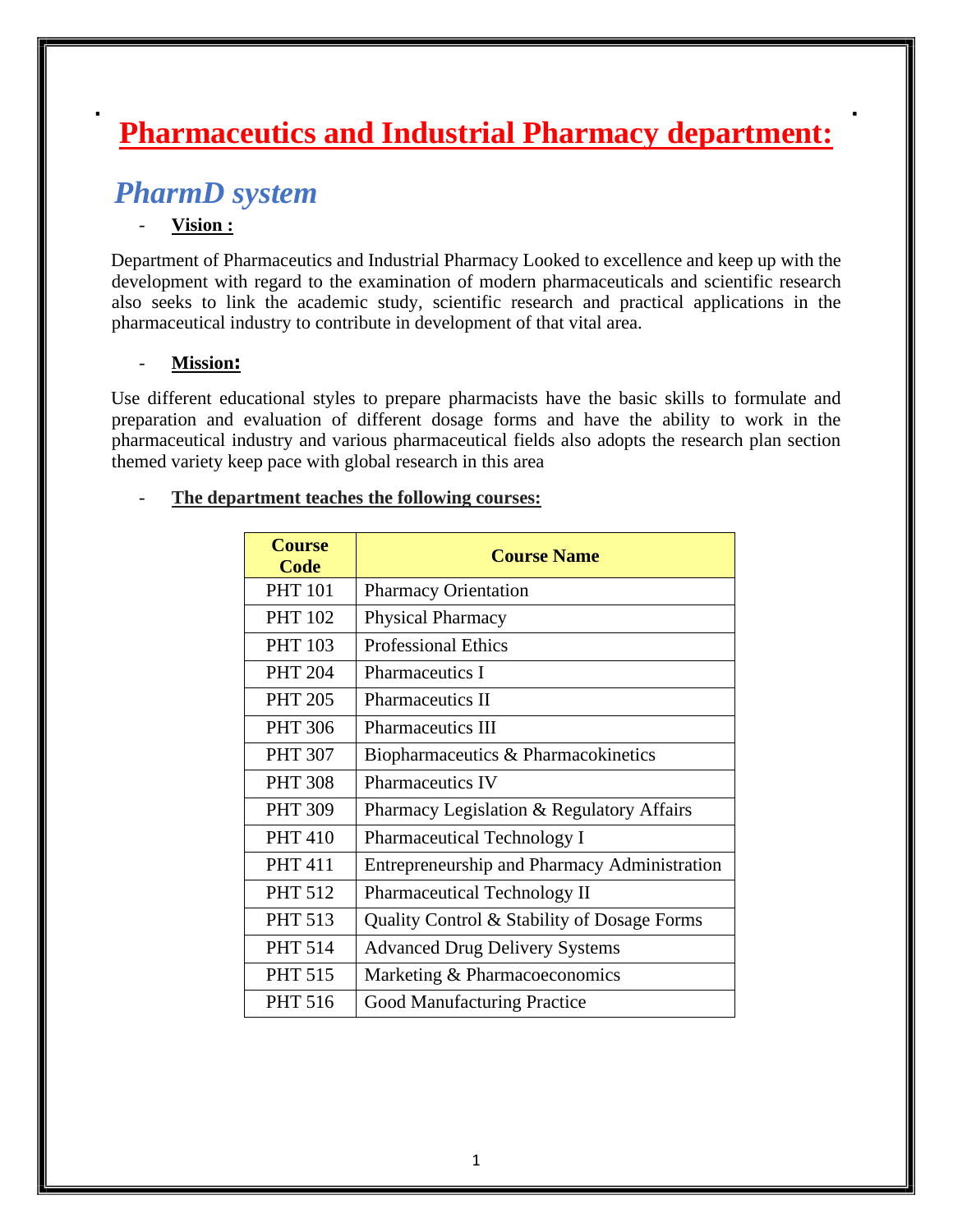# Pharmaceutics and Industrial Pharmacy department:

## *PharmD system*

- **Vision :**

Department of Pharmaceutics and Industrial Pharmacy Looked to excellence and keep up with the development with regard to the examination of modern pharmaceuticals and scientific research also seeks to link the academic study, scientific research and practical applications in the pharmaceutical industry to contribute in development of that vital area.

- **Mission:**

Use different educational styles to prepare pharmacists have the basic skills to formulate and preparation and evaluation of different dosage forms and have the ability to work in the pharmaceutical industry and various pharmaceutical fields also adopts the research plan section themed variety keep pace with global research in this area

- **The department teaches the following courses:**

| Course Code | Course Name |
|---|---|
| PHT 101 | Pharmacy Orientation |
| PHT 102 | Physical Pharmacy |
| PHT 103 | Professional Ethics |
| PHT 204 | Pharmaceutics I |
| PHT 205 | Pharmaceutics II |
| PHT 306 | Pharmaceutics III |
| PHT 307 | Biopharmaceutics & Pharmacokinetics |
| PHT 308 | Pharmaceutics IV |
| PHT 309 | Pharmacy Legislation & Regulatory Affairs |
| PHT 410 | Pharmaceutical Technology I |
| PHT 411 | Entrepreneurship and Pharmacy Administration |
| PHT 512 | Pharmaceutical Technology II |
| PHT 513 | Quality Control & Stability of Dosage Forms |
| PHT 514 | Advanced Drug Delivery Systems |
| PHT 515 | Marketing & Pharmacoeconomics |
| PHT 516 | Good Manufacturing Practice |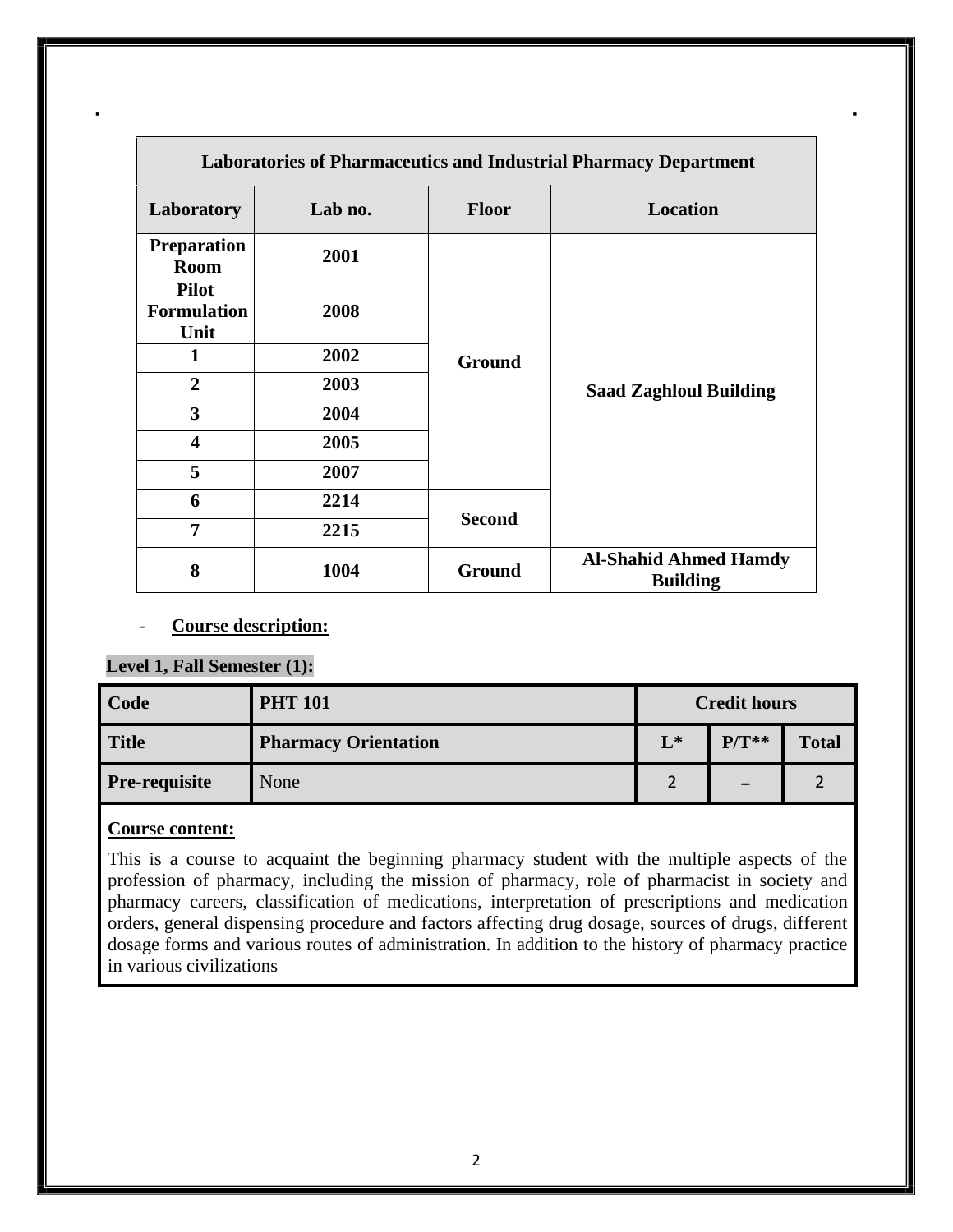| Laboratories of Pharmaceutics and Industrial Pharmacy Department | | | |
|---|---|---|---|
| **Laboratory** | **Lab no.** | **Floor** | **Location** |
| **Preparation Room** | **2001** | **Ground** | **Saad Zaghloul Building** |
| **Pilot Formulation Unit** | **2008** | | |
| **1** | **2002** | | |
| **2** | **2003** | | |
| **3** | **2004** | | |
| **4** | **2005** | | |
| **5** | **2007** | | |
| **6** | **2214** | **Second** | |
| **7** | **2215** | | |
| **8** | **1004** | **Ground** | **Al-Shahid Ahmed Hamdy Building** |

- **Course description:**

**Level 1, Fall Semester (1):**

| **Code** | **PHT 101** | **Credit hours** | | |
|---|---|---|---|---|
| **Title** | **Pharmacy Orientation** | **L*** | **P/T**** | **Total** |
| **Pre-requisite** | None | 2 | – | 2 |

**Course content:**

This is a course to acquaint the beginning pharmacy student with the multiple aspects of the profession of pharmacy, including the mission of pharmacy, role of pharmacist in society and pharmacy careers, classification of medications, interpretation of prescriptions and medication orders, general dispensing procedure and factors affecting drug dosage, sources of drugs, different dosage forms and various routes of administration. In addition to the history of pharmacy practice in various civilizations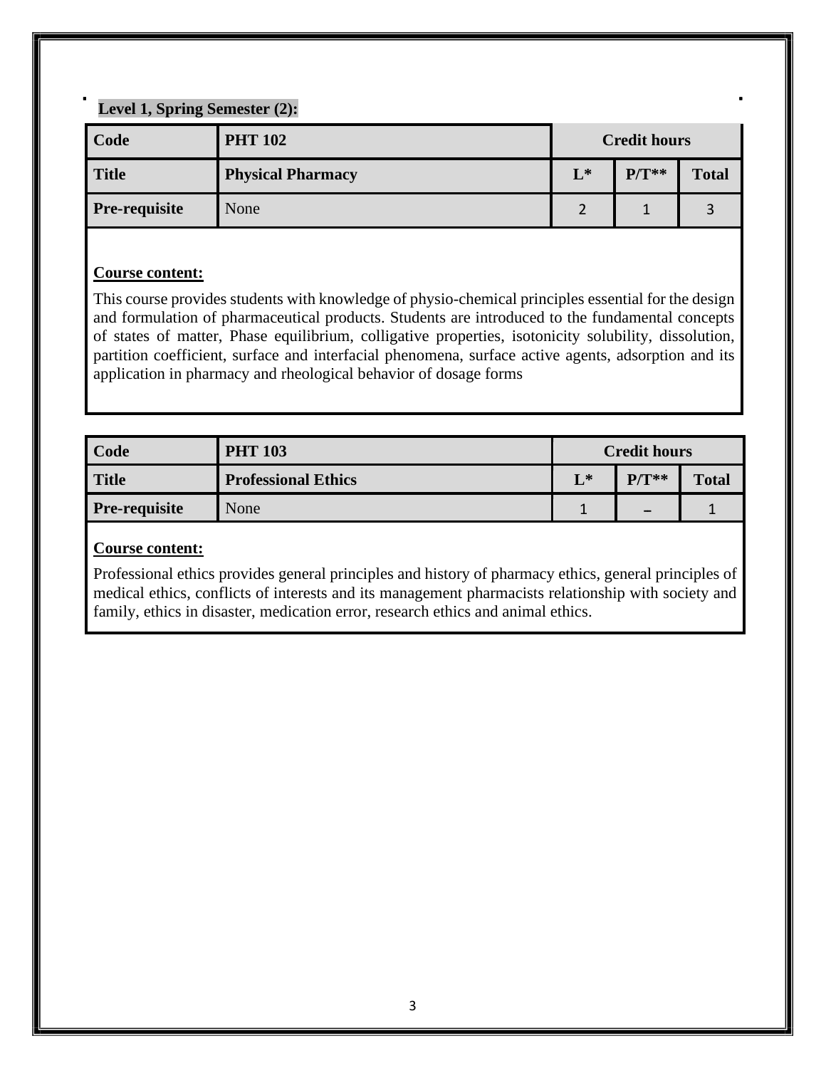**Level 1, Spring Semester (2):**

| Code | PHT 102 | Credit hours | | |
|---|---|---|---|---|
| Title | Physical Pharmacy | L* | P/T** | Total |
| Pre-requisite | None | 2 | 1 | 3 |

**Course content:**

This course provides students with knowledge of physio-chemical principles essential for the design and formulation of pharmaceutical products. Students are introduced to the fundamental concepts of states of matter, Phase equilibrium, colligative properties, isotonicity solubility, dissolution, partition coefficient, surface and interfacial phenomena, surface active agents, adsorption and its application in pharmacy and rheological behavior of dosage forms

| Code | PHT 103 | Credit hours | | |
|---|---|---|---|---|
| Title | Professional Ethics | L* | P/T** | Total |
| Pre-requisite | None | 1 | – | 1 |

**Course content:**

Professional ethics provides general principles and history of pharmacy ethics, general principles of medical ethics, conflicts of interests and its management pharmacists relationship with society and family, ethics in disaster, medication error, research ethics and animal ethics.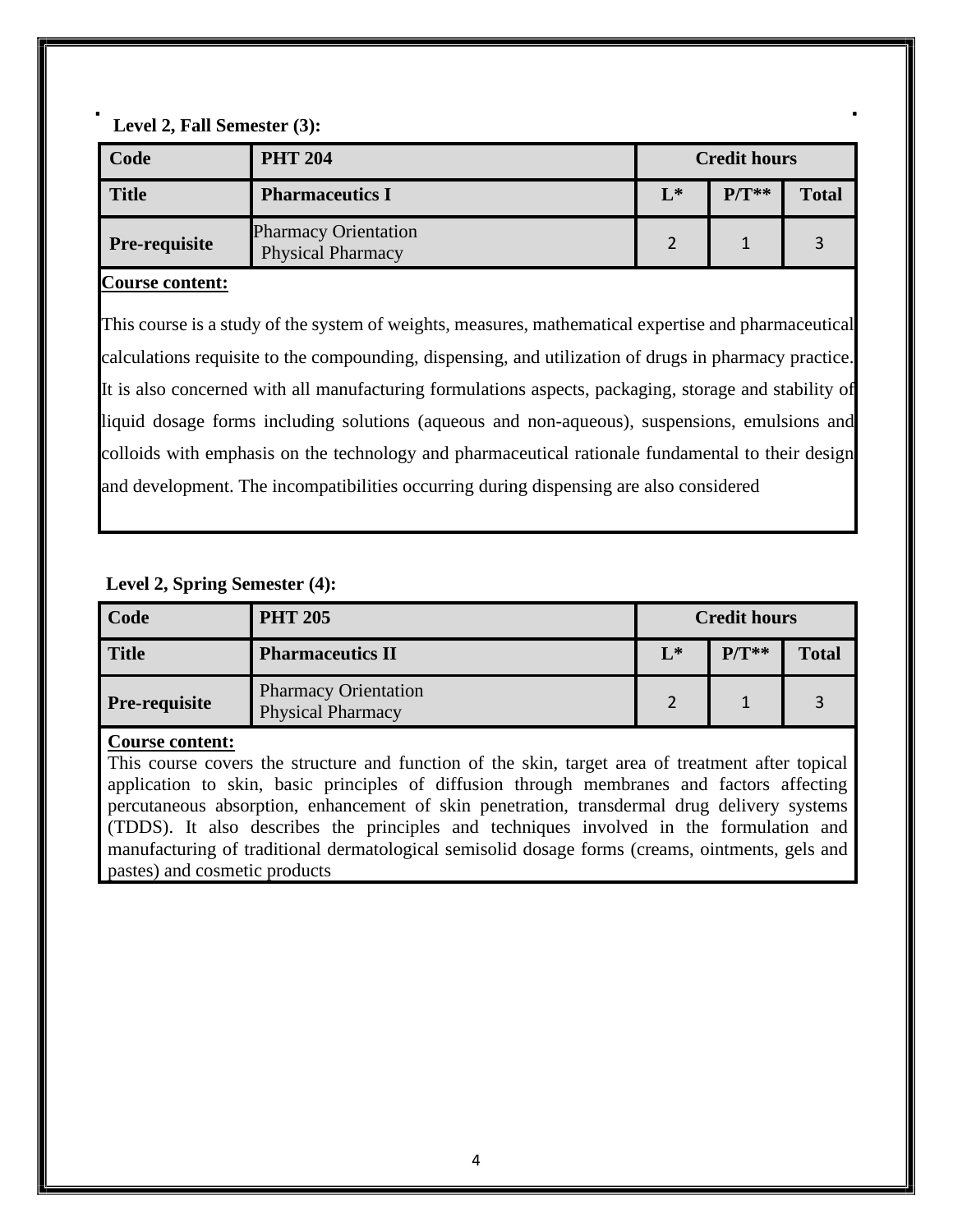**Level 2, Fall Semester (3):**

| Code | PHT 204 | Credit hours | | |
|---|---|---|---|---|
| **Title** | **Pharmaceutics I** | **L*** | **P/T**** | **Total** |
| **Pre-requisite** | Pharmacy Orientation<br>Physical Pharmacy | 2 | 1 | 3 |

**Course content:**

This course is a study of the system of weights, measures, mathematical expertise and pharmaceutical calculations requisite to the compounding, dispensing, and utilization of drugs in pharmacy practice. It is also concerned with all manufacturing formulations aspects, packaging, storage and stability of liquid dosage forms including solutions (aqueous and non-aqueous), suspensions, emulsions and colloids with emphasis on the technology and pharmaceutical rationale fundamental to their design and development. The incompatibilities occurring during dispensing are also considered

**Level 2, Spring Semester (4):**

| Code | PHT 205 | Credit hours | | |
|---|---|---|---|---|
| **Title** | **Pharmaceutics II** | **L*** | **P/T**** | **Total** |
| **Pre-requisite** | Pharmacy Orientation<br>Physical Pharmacy | 2 | 1 | 3 |

**Course content:**

This course covers the structure and function of the skin, target area of treatment after topical application to skin, basic principles of diffusion through membranes and factors affecting percutaneous absorption, enhancement of skin penetration, transdermal drug delivery systems (TDDS). It also describes the principles and techniques involved in the formulation and manufacturing of traditional dermatological semisolid dosage forms (creams, ointments, gels and pastes) and cosmetic products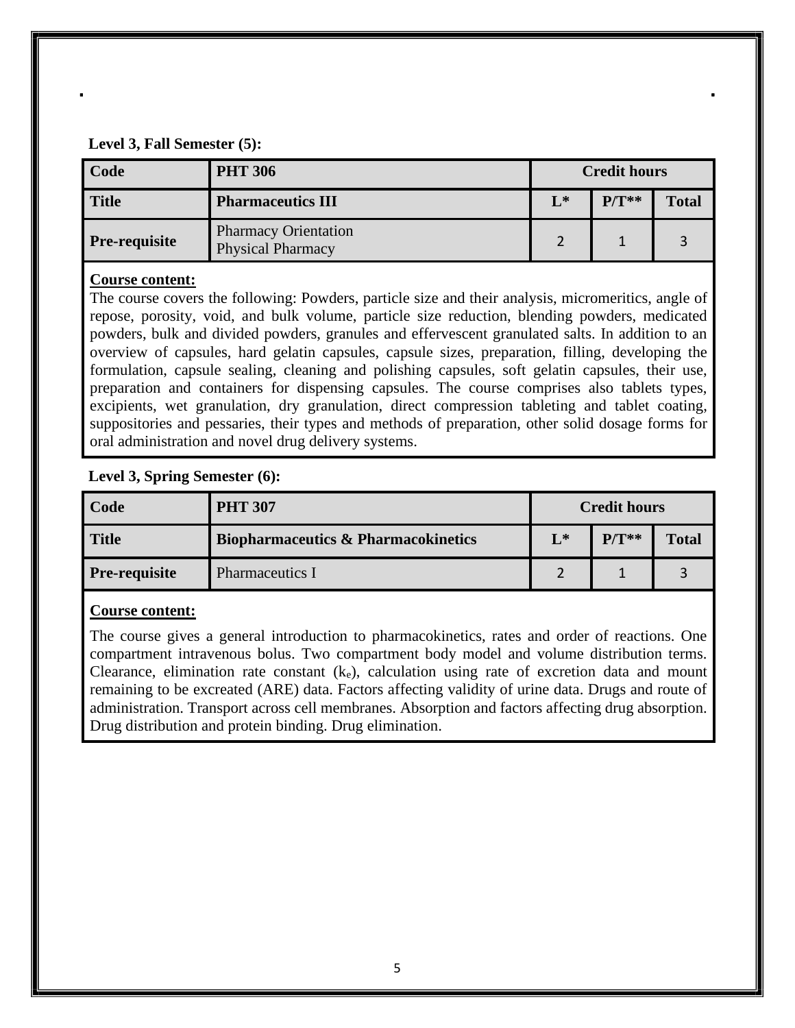**Level 3, Fall Semester (5):**

| Code | PHT 306 | Credit hours | | |
|---|---|---|---|---|
| **Title** | **Pharmaceutics III** | **L*** | **P/T**** | **Total** |
| **Pre-requisite** | Pharmacy Orientation<br>Physical Pharmacy | 2 | 1 | 3 |

**Course content:**

The course covers the following: Powders, particle size and their analysis, micromeritics, angle of repose, porosity, void, and bulk volume, particle size reduction, blending powders, medicated powders, bulk and divided powders, granules and effervescent granulated salts. In addition to an overview of capsules, hard gelatin capsules, capsule sizes, preparation, filling, developing the formulation, capsule sealing, cleaning and polishing capsules, soft gelatin capsules, their use, preparation and containers for dispensing capsules. The course comprises also tablets types, excipients, wet granulation, dry granulation, direct compression tableting and tablet coating, suppositories and pessaries, their types and methods of preparation, other solid dosage forms for oral administration and novel drug delivery systems.

**Level 3, Spring Semester (6):**

| Code | PHT 307 | Credit hours | | |
|---|---|---|---|---|
| **Title** | **Biopharmaceutics & Pharmacokinetics** | **L*** | **P/T**** | **Total** |
| **Pre-requisite** | Pharmaceutics I | 2 | 1 | 3 |

**Course content:**

The course gives a general introduction to pharmacokinetics, rates and order of reactions. One compartment intravenous bolus. Two compartment body model and volume distribution terms. Clearance, elimination rate constant ($k_e$), calculation using rate of excretion data and mount remaining to be excreated (ARE) data. Factors affecting validity of urine data. Drugs and route of administration. Transport across cell membranes. Absorption and factors affecting drug absorption. Drug distribution and protein binding. Drug elimination.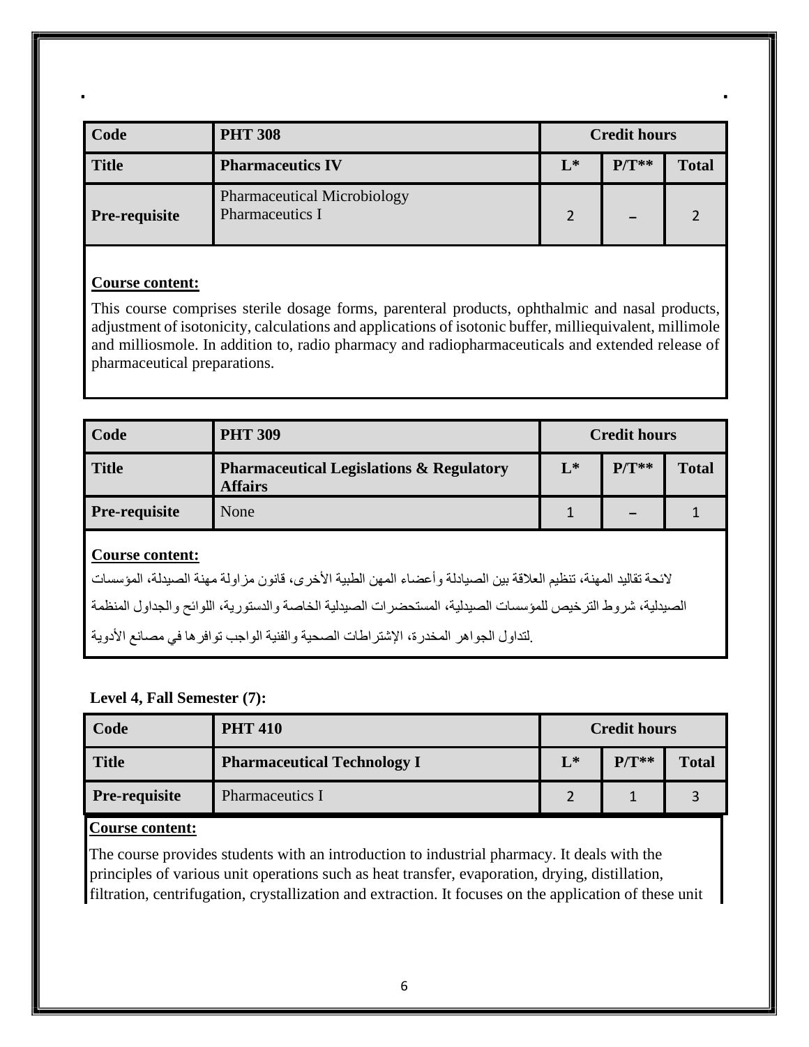| Code | PHT 308 | Credit hours | | |
|---|---|---|---|---|
| **Title** | **Pharmaceutics IV** | **L*** | **P/T**** | **Total** |
| **Pre-requisite** | Pharmaceutical Microbiology<br>Pharmaceutics I | 2 | – | 2 |

**Course content:**

This course comprises sterile dosage forms, parenteral products, ophthalmic and nasal products, adjustment of isotonicity, calculations and applications of isotonic buffer, milliequivalent, millimole and milliosmole. In addition to, radio pharmacy and radiopharmaceuticals and extended release of pharmaceutical preparations.

| Code | PHT 309 | Credit hours | | |
|---|---|---|---|---|
| **Title** | **Pharmaceutical Legislations & Regulatory Affairs** | **L*** | **P/T**** | **Total** |
| **Pre-requisite** | None | 1 | – | 1 |

**Course content:**

لائحة تقاليد المهنة، تنظيم العلاقة بين الصيادلة وأعضاء المهن الطبية الأخرى، قانون مزاولة مهنة الصيدلة، المؤسسات الصيدلية، شروط الترخيص للمؤسسات الصيدلية، المستحضرات الصيدلية الخاصة والدستورية، اللوائح والجداول المنظمة لتداول الجواهر المخدرة، الإشتراطات الصحية والفنية الواجب توافرها في مصانع الأدوية.

**Level 4, Fall Semester (7):**

| Code | PHT 410 | Credit hours | | |
|---|---|---|---|---|
| **Title** | **Pharmaceutical Technology I** | **L*** | **P/T**** | **Total** |
| **Pre-requisite** | Pharmaceutics I | 2 | 1 | 3 |

**Course content:**

The course provides students with an introduction to industrial pharmacy. It deals with the principles of various unit operations such as heat transfer, evaporation, drying, distillation, filtration, centrifugation, crystallization and extraction. It focuses on the application of these unit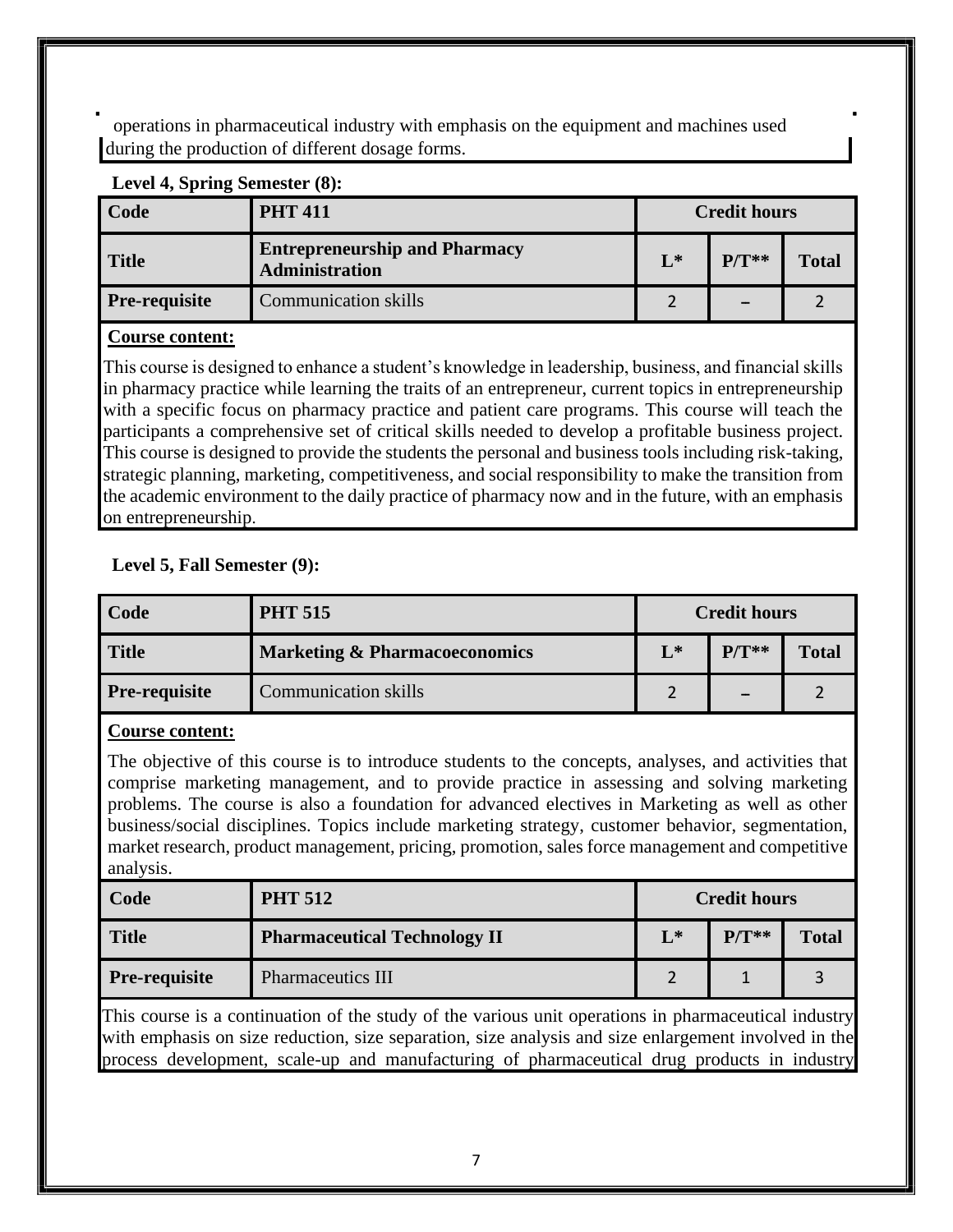operations in pharmaceutical industry with emphasis on the equipment and machines used during the production of different dosage forms.

**Level 4, Spring Semester (8):**

| Code | PHT 411 | Credit hours | | |
|---|---|---|---|---|
| **Title** | **Entrepreneurship and Pharmacy Administration** | **L*** | **P/T**** | **Total** |
| **Pre-requisite** | Communication skills | 2 | – | 2 |

**Course content:**

This course is designed to enhance a student's knowledge in leadership, business, and financial skills in pharmacy practice while learning the traits of an entrepreneur, current topics in entrepreneurship with a specific focus on pharmacy practice and patient care programs. This course will teach the participants a comprehensive set of critical skills needed to develop a profitable business project. This course is designed to provide the students the personal and business tools including risk-taking, strategic planning, marketing, competitiveness, and social responsibility to make the transition from the academic environment to the daily practice of pharmacy now and in the future, with an emphasis on entrepreneurship.

**Level 5, Fall Semester (9):**

| Code | PHT 515 | Credit hours | | |
|---|---|---|---|---|
| **Title** | **Marketing & Pharmacoeconomics** | **L*** | **P/T**** | **Total** |
| **Pre-requisite** | Communication skills | 2 | – | 2 |

**Course content:**

The objective of this course is to introduce students to the concepts, analyses, and activities that comprise marketing management, and to provide practice in assessing and solving marketing problems. The course is also a foundation for advanced electives in Marketing as well as other business/social disciplines. Topics include marketing strategy, customer behavior, segmentation, market research, product management, pricing, promotion, sales force management and competitive analysis.

| Code | PHT 512 | Credit hours | | |
|---|---|---|---|---|
| **Title** | **Pharmaceutical Technology II** | **L*** | **P/T**** | **Total** |
| **Pre-requisite** | Pharmaceutics III | 2 | 1 | 3 |

This course is a continuation of the study of the various unit operations in pharmaceutical industry with emphasis on size reduction, size separation, size analysis and size enlargement involved in the process development, scale-up and manufacturing of pharmaceutical drug products in industry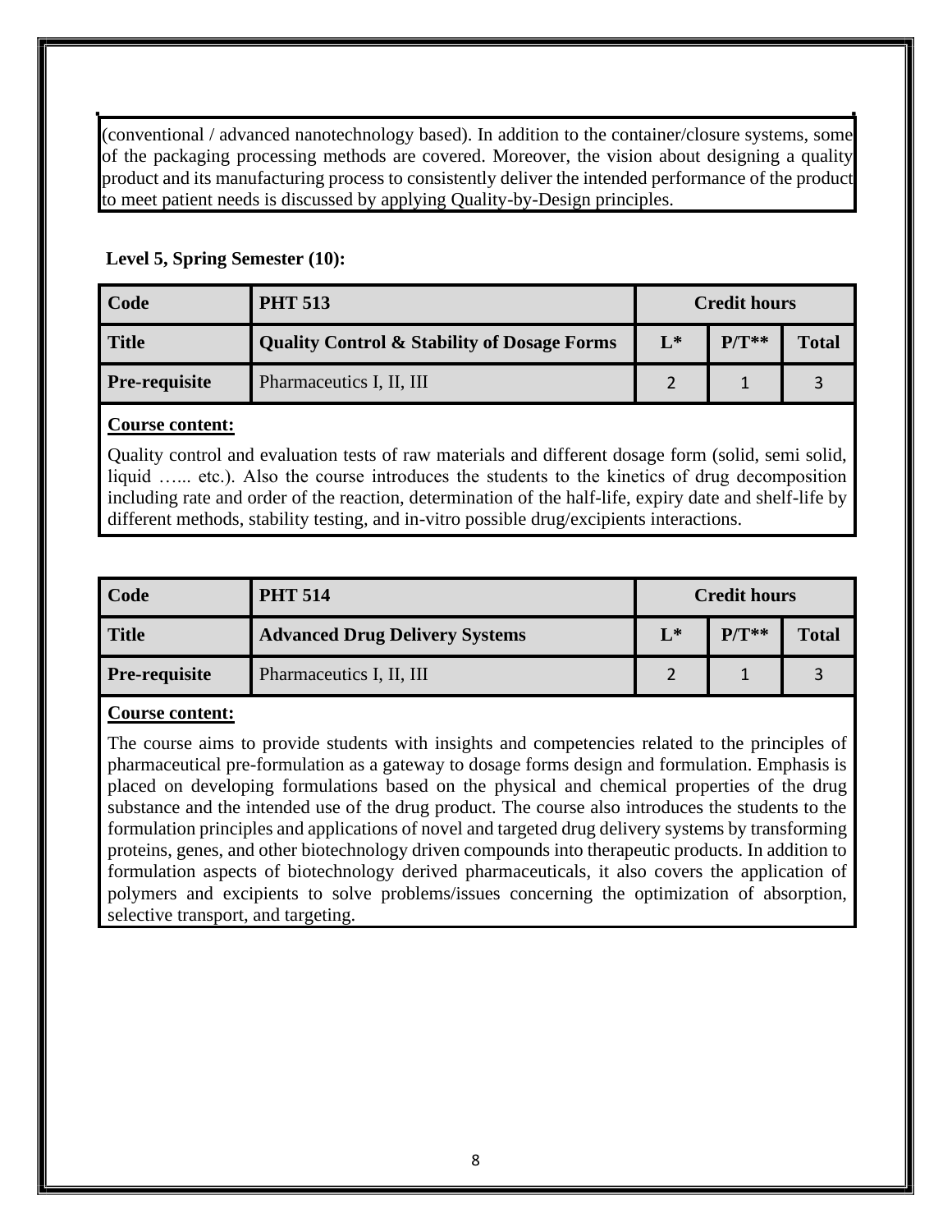(conventional / advanced nanotechnology based). In addition to the container/closure systems, some of the packaging processing methods are covered. Moreover, the vision about designing a quality product and its manufacturing process to consistently deliver the intended performance of the product to meet patient needs is discussed by applying Quality-by-Design principles.

**Level 5, Spring Semester (10):**

| **Code** | **PHT 513** | **Credit hours** | | |
|---|---|---|---|---|
| **Title** | **Quality Control & Stability of Dosage Forms** | **L*** | **P/T**** | **Total** |
| **Pre-requisite** | Pharmaceutics I, II, III | 2 | 1 | 3 |

**Course content:**

Quality control and evaluation tests of raw materials and different dosage form (solid, semi solid, liquid …... etc.). Also the course introduces the students to the kinetics of drug decomposition including rate and order of the reaction, determination of the half-life, expiry date and shelf-life by different methods, stability testing, and in-vitro possible drug/excipients interactions.

| **Code** | **PHT 514** | **Credit hours** | | |
|---|---|---|---|---|
| **Title** | **Advanced Drug Delivery Systems** | **L*** | **P/T**** | **Total** |
| **Pre-requisite** | Pharmaceutics I, II, III | 2 | 1 | 3 |

**Course content:**

The course aims to provide students with insights and competencies related to the principles of pharmaceutical pre-formulation as a gateway to dosage forms design and formulation. Emphasis is placed on developing formulations based on the physical and chemical properties of the drug substance and the intended use of the drug product. The course also introduces the students to the formulation principles and applications of novel and targeted drug delivery systems by transforming proteins, genes, and other biotechnology driven compounds into therapeutic products. In addition to formulation aspects of biotechnology derived pharmaceuticals, it also covers the application of polymers and excipients to solve problems/issues concerning the optimization of absorption, selective transport, and targeting.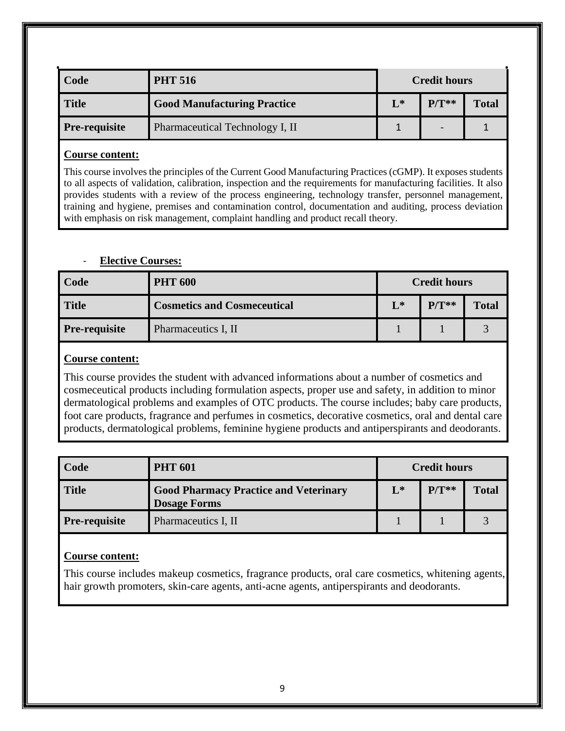| Code | PHT 516 | Credit hours | | |
| --- | --- | --- | --- | --- |
| **Title** | **Good Manufacturing Practice** | **L*** | **P/T**** | **Total** |
| **Pre-requisite** | Pharmaceutical Technology I, II | 1 | - | 1 |

**Course content:**

This course involves the principles of the Current Good Manufacturing Practices (cGMP). It exposes students to all aspects of validation, calibration, inspection and the requirements for manufacturing facilities. It also provides students with a review of the process engineering, technology transfer, personnel management, training and hygiene, premises and contamination control, documentation and auditing, process deviation with emphasis on risk management, complaint handling and product recall theory.

- **Elective Courses:**

| Code | PHT 600 | Credit hours | | |
| --- | --- | --- | --- | --- |
| **Title** | **Cosmetics and Cosmeceutical** | **L*** | **P/T**** | **Total** |
| **Pre-requisite** | Pharmaceutics I, II | 1 | 1 | 3 |

**Course content:**

This course provides the student with advanced informations about a number of cosmetics and cosmeceutical products including formulation aspects, proper use and safety, in addition to minor dermatological problems and examples of OTC products. The course includes; baby care products, foot care products, fragrance and perfumes in cosmetics, decorative cosmetics, oral and dental care products, dermatological problems, feminine hygiene products and antiperspirants and deodorants.

| Code | PHT 601 | Credit hours | | |
| --- | --- | --- | --- | --- |
| **Title** | **Good Pharmacy Practice and Veterinary Dosage Forms** | **L*** | **P/T**** | **Total** |
| **Pre-requisite** | Pharmaceutics I, II | 1 | 1 | 3 |

**Course content:**

This course includes makeup cosmetics, fragrance products, oral care cosmetics, whitening agents, hair growth promoters, skin-care agents, anti-acne agents, antiperspirants and deodorants.